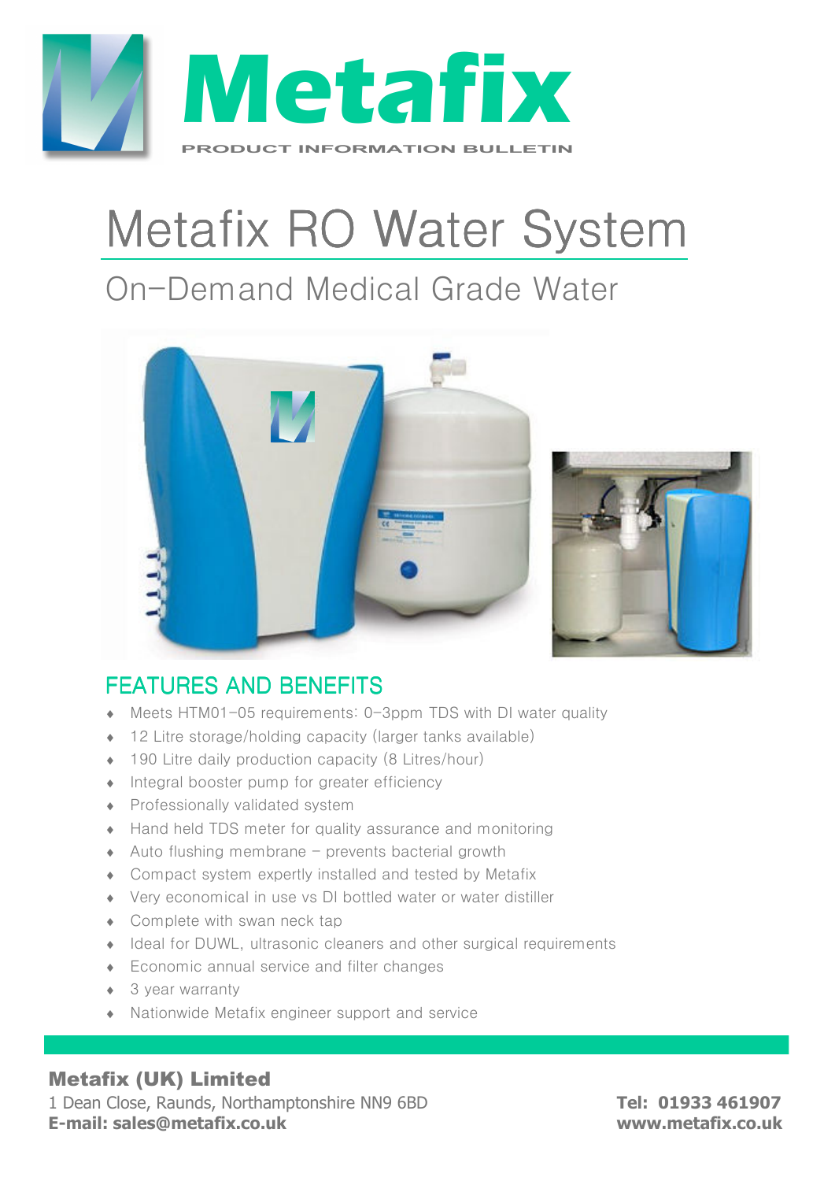# Metafix

PRODUCT INFORMATION BULLETIN

# Metafix RO Water System

## On-Demand Medical Grade Water

## FEATURES AND BENEFITS

- Meets HTM01-05 requirements: 0-3ppm TDS with DI water quality
- 12 Litre storage/holding capacity (larger tanks available)
- 190 Litre daily production capacity (8 Litres/hour)
- Integral booster pump for greater efficiency
- Professionally validated system
- Hand held TDS meter for quality assurance and monitoring
- Auto flushing membrane – prevents bacterial growth
- Compact system expertly installed and tested by Metafix
- Very economical in use vs DI bottled water or water distiller
- Complete with swan neck tap
- Ideal for DUWL, ultrasonic cleaners and other surgical requirements
- Economic annual service and filter changes
- 3 year warranty
- Nationwide Metafix engineer support and service

**Metafix (UK) Limited**
1 Dean Close, Raunds, Northamptonshire NN9 6BD
**E-mail: sales@metafix.co.uk**

**Tel: 01933 461907**
**www.metafix.co.uk**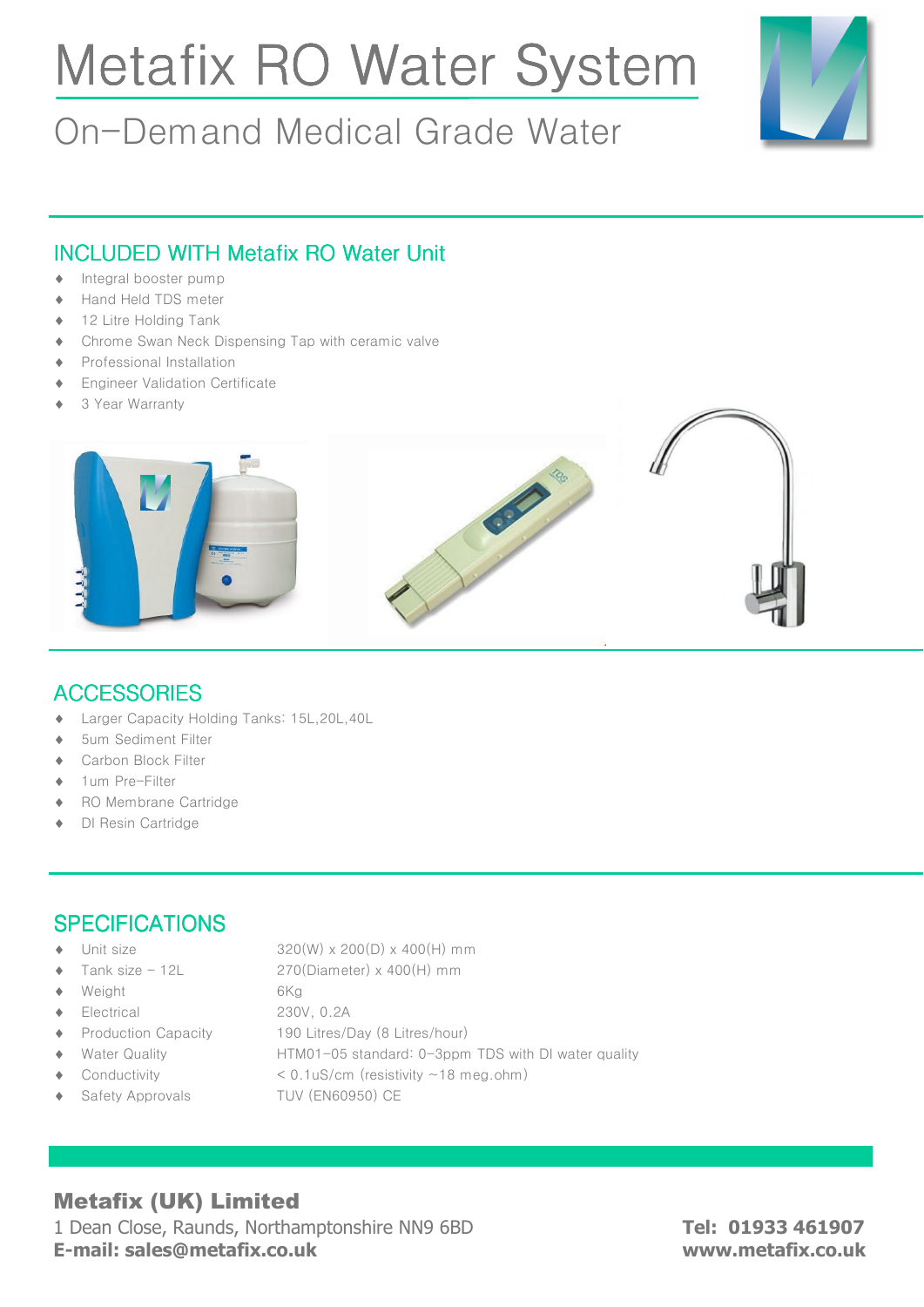# Metafix RO Water System

## On-Demand Medical Grade Water

### INCLUDED WITH Metafix RO Water Unit

- Integral booster pump
- Hand Held TDS meter
- 12 Litre Holding Tank
- Chrome Swan Neck Dispensing Tap with ceramic valve
- Professional Installation
- Engineer Validation Certificate
- 3 Year Warranty

### ACCESSORIES

- Larger Capacity Holding Tanks: 15L,20L,40L
- 5um Sediment Filter
- Carbon Block Filter
- 1um Pre-Filter
- RO Membrane Cartridge
- DI Resin Cartridge

### SPECIFICATIONS

| | |
|---|---|
| Unit size | 320(W) x 200(D) x 400(H) mm |
| Tank size - 12L | 270(Diameter) x 400(H) mm |
| Weight | 6Kg |
| Electrical | 230V, 0.2A |
| Production Capacity | 190 Litres/Day (8 Litres/hour) |
| Water Quality | HTM01-05 standard: 0-3ppm TDS with DI water quality |
| Conductivity | < 0.1uS/cm (resistivity ~18 meg.ohm) |
| Safety Approvals | TUV (EN60950) CE |

**Metafix (UK) Limited**
1 Dean Close, Raunds, Northamptonshire NN9 6BD
**E-mail: sales@metafix.co.uk**

**Tel: 01933 461907**
**www.metafix.co.uk**